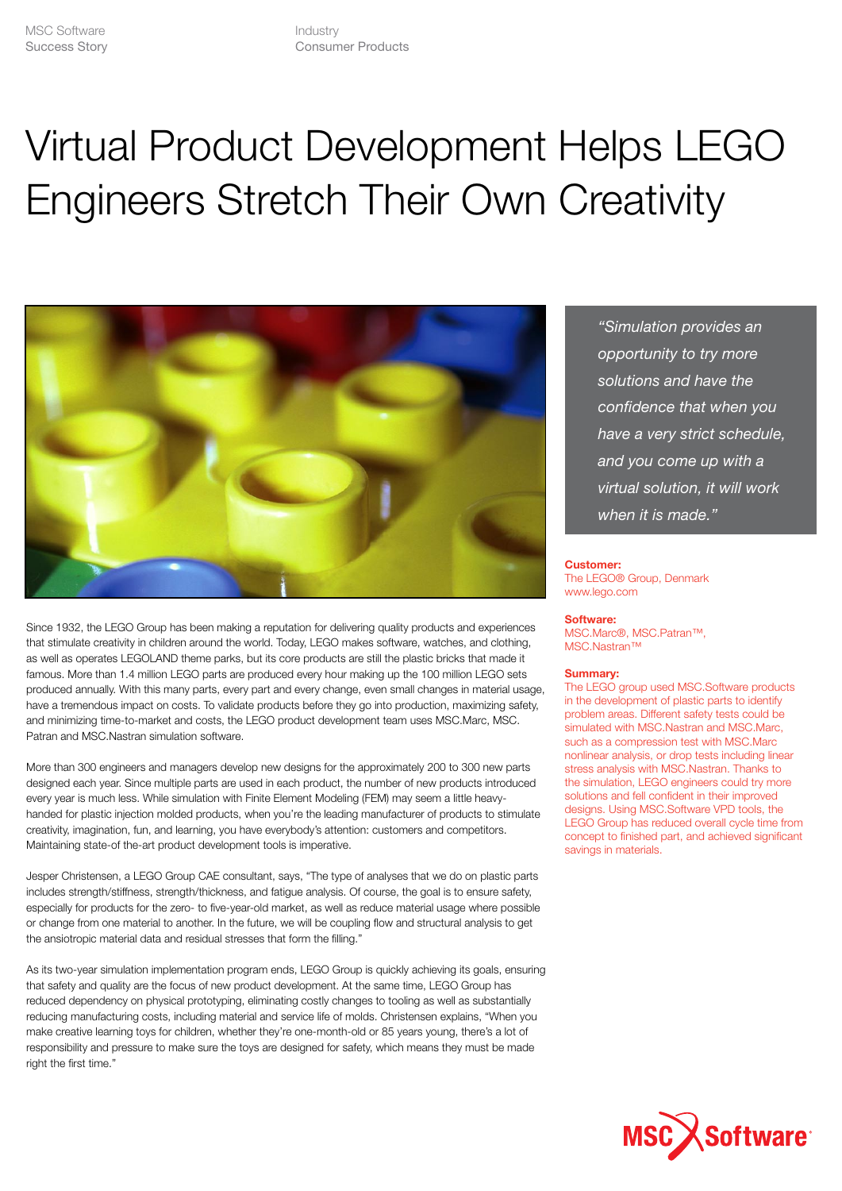MSC Software Success Story

Industry Consumer Products

# Virtual Product Development Helps LEGO Engineers Stretch Their Own Creativity

*"Simulation provides an opportunity to try more solutions and have the confidence that when you have a very strict schedule, and you come up with a virtual solution, it will work when it is made."*

**Customer:**
The LEGO® Group, Denmark
www.lego.com

**Software:**
MSC.Marc®, MSC.Patran™, MSC.Nastran™

**Summary:**
The LEGO group used MSC.Software products in the development of plastic parts to identify problem areas. Different safety tests could be simulated with MSC.Nastran and MSC.Marc, such as a compression test with MSC.Marc nonlinear analysis, or drop tests including linear stress analysis with MSC.Nastran. Thanks to the simulation, LEGO engineers could try more solutions and fell confident in their improved designs. Using MSC.Software VPD tools, the LEGO Group has reduced overall cycle time from concept to finished part, and achieved significant savings in materials.

Since 1932, the LEGO Group has been making a reputation for delivering quality products and experiences that stimulate creativity in children around the world. Today, LEGO makes software, watches, and clothing, as well as operates LEGOLAND theme parks, but its core products are still the plastic bricks that made it famous. More than 1.4 million LEGO parts are produced every hour making up the 100 million LEGO sets produced annually. With this many parts, every part and every change, even small changes in material usage, have a tremendous impact on costs. To validate products before they go into production, maximizing safety, and minimizing time-to-market and costs, the LEGO product development team uses MSC.Marc, MSC. Patran and MSC.Nastran simulation software.

More than 300 engineers and managers develop new designs for the approximately 200 to 300 new parts designed each year. Since multiple parts are used in each product, the number of new products introduced every year is much less. While simulation with Finite Element Modeling (FEM) may seem a little heavy-handed for plastic injection molded products, when you're the leading manufacturer of products to stimulate creativity, imagination, fun, and learning, you have everybody's attention: customers and competitors. Maintaining state-of the-art product development tools is imperative.

Jesper Christensen, a LEGO Group CAE consultant, says, "The type of analyses that we do on plastic parts includes strength/stiffness, strength/thickness, and fatigue analysis. Of course, the goal is to ensure safety, especially for products for the zero- to five-year-old market, as well as reduce material usage where possible or change from one material to another. In the future, we will be coupling flow and structural analysis to get the ansiotropic material data and residual stresses that form the filling."

As its two-year simulation implementation program ends, LEGO Group is quickly achieving its goals, ensuring that safety and quality are the focus of new product development. At the same time, LEGO Group has reduced dependency on physical prototyping, eliminating costly changes to tooling as well as substantially reducing manufacturing costs, including material and service life of molds. Christensen explains, "When you make creative learning toys for children, whether they're one-month-old or 85 years young, there's a lot of responsibility and pressure to make sure the toys are designed for safety, which means they must be made right the first time."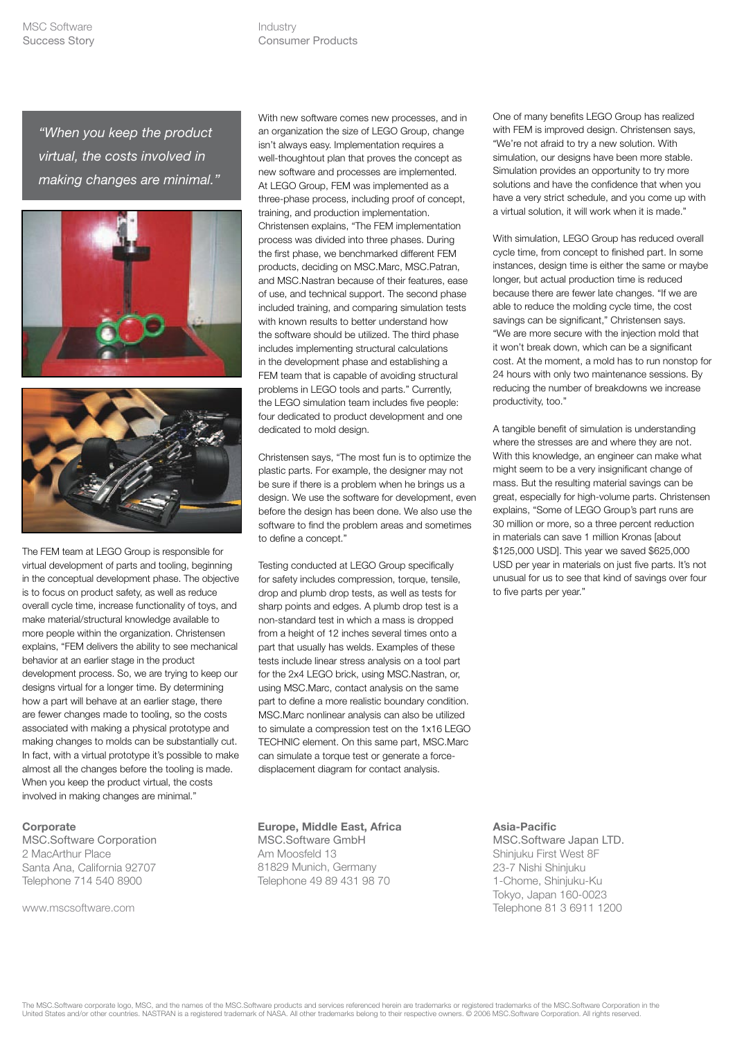> *"When you keep the product virtual, the costs involved in making changes are minimal."*

The FEM team at LEGO Group is responsible for virtual development of parts and tooling, beginning in the conceptual development phase. The objective is to focus on product safety, as well as reduce overall cycle time, increase functionality of toys, and make material/structural knowledge available to more people within the organization. Christensen explains, "FEM delivers the ability to see mechanical behavior at an earlier stage in the product development process. So, we are trying to keep our designs virtual for a longer time. By determining how a part will behave at an earlier stage, there are fewer changes made to tooling, so the costs associated with making a physical prototype and making changes to molds can be substantially cut. In fact, with a virtual prototype it's possible to make almost all the changes before the tooling is made. When you keep the product virtual, the costs involved in making changes are minimal."

With new software comes new processes, and in an organization the size of LEGO Group, change isn't always easy. Implementation requires a well-thoughtout plan that proves the concept as new software and processes are implemented. At LEGO Group, FEM was implemented as a three-phase process, including proof of concept, training, and production implementation. Christensen explains, "The FEM implementation process was divided into three phases. During the first phase, we benchmarked different FEM products, deciding on MSC.Marc, MSC.Patran, and MSC.Nastran because of their features, ease of use, and technical support. The second phase included training, and comparing simulation tests with known results to better understand how the software should be utilized. The third phase includes implementing structural calculations in the development phase and establishing a FEM team that is capable of avoiding structural problems in LEGO tools and parts." Currently, the LEGO simulation team includes five people: four dedicated to product development and one dedicated to mold design.

Christensen says, "The most fun is to optimize the plastic parts. For example, the designer may not be sure if there is a problem when he brings us a design. We use the software for development, even before the design has been done. We also use the software to find the problem areas and sometimes to define a concept."

Testing conducted at LEGO Group specifically for safety includes compression, torque, tensile, drop and plumb drop tests, as well as tests for sharp points and edges. A plumb drop test is a non-standard test in which a mass is dropped from a height of 12 inches several times onto a part that usually has welds. Examples of these tests include linear stress analysis on a tool part for the 2x4 LEGO brick, using MSC.Nastran, or, using MSC.Marc, contact analysis on the same part to define a more realistic boundary condition. MSC.Marc nonlinear analysis can also be utilized to simulate a compression test on the 1x16 LEGO TECHNIC element. On this same part, MSC.Marc can simulate a torque test or generate a force-displacement diagram for contact analysis.

One of many benefits LEGO Group has realized with FEM is improved design. Christensen says, "We're not afraid to try a new solution. With simulation, our designs have been more stable. Simulation provides an opportunity to try more solutions and have the confidence that when you have a very strict schedule, and you come up with a virtual solution, it will work when it is made."

With simulation, LEGO Group has reduced overall cycle time, from concept to finished part. In some instances, design time is either the same or maybe longer, but actual production time is reduced because there are fewer late changes. "If we are able to reduce the molding cycle time, the cost savings can be significant," Christensen says. "We are more secure with the injection mold that it won't break down, which can be a significant cost. At the moment, a mold has to run nonstop for 24 hours with only two maintenance sessions. By reducing the number of breakdowns we increase productivity, too."

A tangible benefit of simulation is understanding where the stresses are and where they are not. With this knowledge, an engineer can make what might seem to be a very insignificant change of mass. But the resulting material savings can be great, especially for high-volume parts. Christensen explains, "Some of LEGO Group's part runs are 30 million or more, so a three percent reduction in materials can save 1 million Kronas [about $125,000 USD]. This year we saved $625,000 USD per year in materials on just five parts. It's not unusual for us to see that kind of savings over four to five parts per year."

**Corporate**
MSC.Software Corporation
2 MacArthur Place
Santa Ana, California 92707
Telephone 714 540 8900

www.mscsoftware.com

**Europe, Middle East, Africa**
MSC.Software GmbH
Am Moosfeld 13
81829 Munich, Germany
Telephone 49 89 431 98 70

**Asia-Pacific**
MSC.Software Japan LTD.
Shinjuku First West 8F
23-7 Nishi Shinjuku
1-Chome, Shinjuku-Ku
Tokyo, Japan 160-0023
Telephone 81 3 6911 1200

The MSC.Software corporate logo, MSC, and the names of the MSC.Software products and services referenced herein are trademarks or registered trademarks of the MSC.Software Corporation in the United States and/or other countries. NASTRAN is a registered trademark of NASA. All other trademarks belong to their respective owners. © 2006 MSC.Software Corporation. All rights reserved.